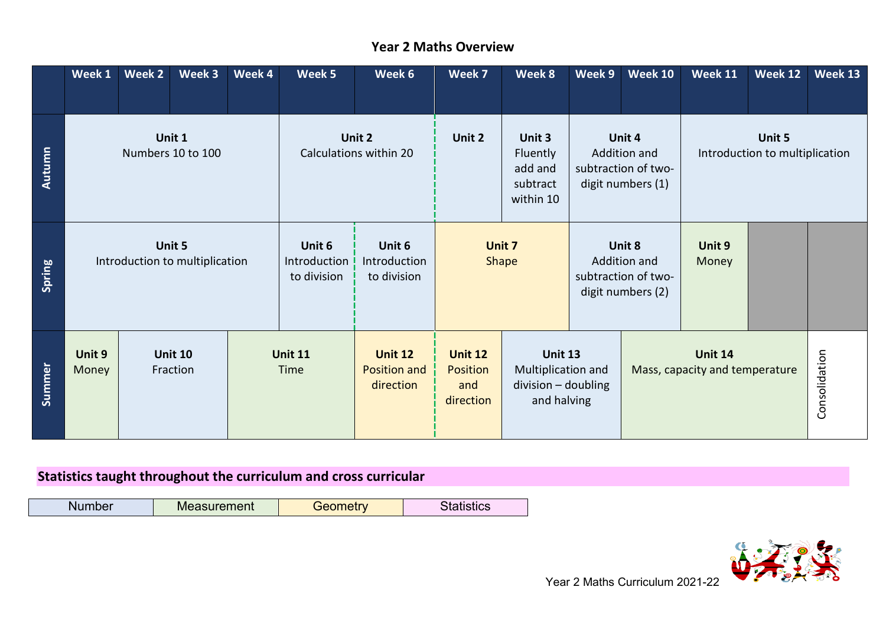# Year 2 Maths Overview

| | Week 1 | Week 2 | Week 3 | Week 4 | Week 5 | Week 6 | Week 7 | Week 8 | Week 9 | Week 10 | Week 11 | Week 12 | Week 13 |
|---|---|---|---|---|---|---|---|---|---|---|---|---|---|
| Autumn | **Unit 1** Numbers 10 to 100 | | | | **Unit 2** Calculations within 20 | | **Unit 2** | **Unit 3** Fluently add and subtract within 10 | **Unit 4** Addition and subtraction of two-digit numbers (1) | | **Unit 5** Introduction to multiplication | | |
| Spring | **Unit 5** Introduction to multiplication | | | | **Unit 6** Introduction to division | **Unit 6** Introduction to division | **Unit 7** Shape | | **Unit 8** Addition and subtraction of two-digit numbers (2) | | **Unit 9** Money | | |
| Summer | **Unit 9** Money | **Unit 10** Fraction | | **Unit 11** Time | | **Unit 12** Position and direction | **Unit 12** Position and direction | **Unit 13** Multiplication and division – doubling and halving | | **Unit 14** Mass, capacity and temperature | | | Consolidation |

**Statistics taught throughout the curriculum and cross curricular**

| Number | Measurement | Geometry | Statistics |
|---|---|---|---|

Year 2 Maths Curriculum 2021-22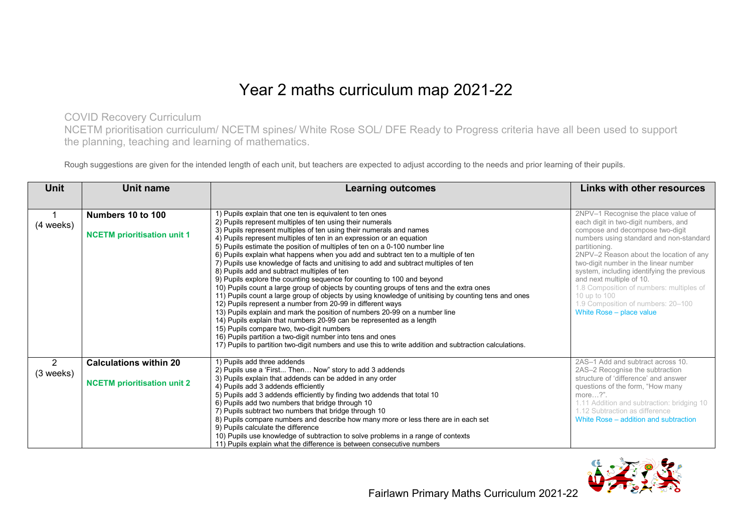# Year 2 maths curriculum map 2021-22

COVID Recovery Curriculum
NCETM prioritisation curriculum/ NCETM spines/ White Rose SOL/ DFE Ready to Progress criteria have all been used to support the planning, teaching and learning of mathematics.

Rough suggestions are given for the intended length of each unit, but teachers are expected to adjust according to the needs and prior learning of their pupils.

| Unit | Unit name | Learning outcomes | Links with other resources |
|---|---|---|---|
| 1 (4 weeks) | **Numbers 10 to 100** <br><br> **NCETM prioritisation unit 1** | 1) Pupils explain that one ten is equivalent to ten ones <br> 2) Pupils represent multiples of ten using their numerals <br> 3) Pupils represent multiples of ten using their numerals and names <br> 4) Pupils represent multiples of ten in an expression or an equation <br> 5) Pupils estimate the position of multiples of ten on a 0-100 number line <br> 6) Pupils explain what happens when you add and subtract ten to a multiple of ten <br> 7) Pupils use knowledge of facts and unitising to add and subtract multiples of ten <br> 8) Pupils add and subtract multiples of ten <br> 9) Pupils explore the counting sequence for counting to 100 and beyond <br> 10) Pupils count a large group of objects by counting groups of tens and the extra ones <br> 11) Pupils count a large group of objects by using knowledge of unitising by counting tens and ones <br> 12) Pupils represent a number from 20-99 in different ways <br> 13) Pupils explain and mark the position of numbers 20-99 on a number line <br> 14) Pupils explain that numbers 20-99 can be represented as a length <br> 15) Pupils compare two, two-digit numbers <br> 16) Pupils partition a two-digit number into tens and ones <br> 17) Pupils to partition two-digit numbers and use this to write addition and subtraction calculations. | 2NPV–1 Recognise the place value of each digit in two-digit numbers, and compose and decompose two-digit numbers using standard and non-standard partitioning. <br> 2NPV–2 Reason about the location of any two-digit number in the linear number system, including identifying the previous and next multiple of 10. <br> 1.8 Composition of numbers: multiples of 10 up to 100 <br> 1.9 Composition of numbers: 20–100 <br> White Rose – place value |
| 2 (3 weeks) | **Calculations within 20** <br><br> **NCETM prioritisation unit 2** | 1) Pupils add three addends <br> 2) Pupils use a 'First... Then… Now" story to add 3 addends <br> 3) Pupils explain that addends can be added in any order <br> 4) Pupils add 3 addends efficiently <br> 5) Pupils add 3 addends efficiently by finding two addends that total 10 <br> 6) Pupils add two numbers that bridge through 10 <br> 7) Pupils subtract two numbers that bridge through 10 <br> 8) Pupils compare numbers and describe how many more or less there are in each set <br> 9) Pupils calculate the difference <br> 10) Pupils use knowledge of subtraction to solve problems in a range of contexts <br> 11) Pupils explain what the difference is between consecutive numbers | 2AS–1 Add and subtract across 10. <br> 2AS–2 Recognise the subtraction structure of 'difference' and answer questions of the form, "How many more…?". <br> 1.11 Addition and subtraction: bridging 10 <br> 1.12 Subtraction as difference <br> White Rose – addition and subtraction |

Fairlawn Primary Maths Curriculum 2021-22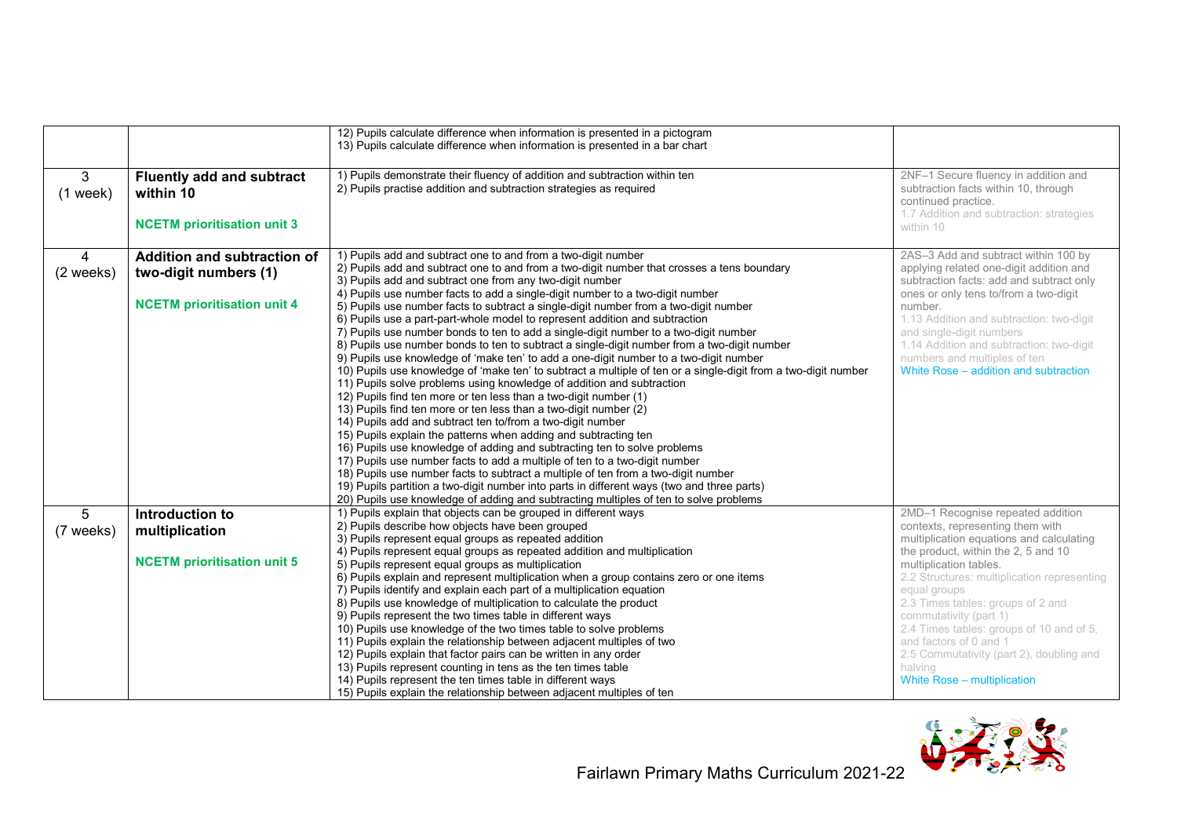| | | | |
|---|---|---|---|
| | | 12) Pupils calculate difference when information is presented in a pictogram<br>13) Pupils calculate difference when information is presented in a bar chart | |
| 3<br>(1 week) | **Fluently add and subtract within 10**<br><br>**NCETM prioritisation unit 3** | 1) Pupils demonstrate their fluency of addition and subtraction within ten<br>2) Pupils practise addition and subtraction strategies as required | 2NF–1 Secure fluency in addition and subtraction facts within 10, through continued practice.<br>1.7 Addition and subtraction: strategies within 10 |
| 4<br>(2 weeks) | **Addition and subtraction of two-digit numbers (1)**<br><br>**NCETM prioritisation unit 4** | 1) Pupils add and subtract one to and from a two-digit number<br>2) Pupils add and subtract one to and from a two-digit number that crosses a tens boundary<br>3) Pupils add and subtract one from any two-digit number<br>4) Pupils use number facts to add a single-digit number to a two-digit number<br>5) Pupils use number facts to subtract a single-digit number from a two-digit number<br>6) Pupils use a part-part-whole model to represent addition and subtraction<br>7) Pupils use number bonds to ten to add a single-digit number to a two-digit number<br>8) Pupils use number bonds to ten to subtract a single-digit number from a two-digit number<br>9) Pupils use knowledge of 'make ten' to add a one-digit number to a two-digit number<br>10) Pupils use knowledge of 'make ten' to subtract a multiple of ten or a single-digit from a two-digit number<br>11) Pupils solve problems using knowledge of addition and subtraction<br>12) Pupils find ten more or ten less than a two-digit number (1)<br>13) Pupils find ten more or ten less than a two-digit number (2)<br>14) Pupils add and subtract ten to/from a two-digit number<br>15) Pupils explain the patterns when adding and subtracting ten<br>16) Pupils use knowledge of adding and subtracting ten to solve problems<br>17) Pupils use number facts to add a multiple of ten to a two-digit number<br>18) Pupils use number facts to subtract a multiple of ten from a two-digit number<br>19) Pupils partition a two-digit number into parts in different ways (two and three parts)<br>20) Pupils use knowledge of adding and subtracting multiples of ten to solve problems | 2AS–3 Add and subtract within 100 by applying related one-digit addition and subtraction facts: add and subtract only ones or only tens to/from a two-digit number.<br>1.13 Addition and subtraction: two-digit and single-digit numbers<br>1.14 Addition and subtraction: two-digit numbers and multiples of ten<br>White Rose – addition and subtraction |
| 5<br>(7 weeks) | **Introduction to multiplication**<br><br>**NCETM prioritisation unit 5** | 1) Pupils explain that objects can be grouped in different ways<br>2) Pupils describe how objects have been grouped<br>3) Pupils represent equal groups as repeated addition<br>4) Pupils represent equal groups as repeated addition and multiplication<br>5) Pupils represent equal groups as multiplication<br>6) Pupils explain and represent multiplication when a group contains zero or one items<br>7) Pupils identify and explain each part of a multiplication equation<br>8) Pupils use knowledge of multiplication to calculate the product<br>9) Pupils represent the two times table in different ways<br>10) Pupils use knowledge of the two times table to solve problems<br>11) Pupils explain the relationship between adjacent multiples of two<br>12) Pupils explain that factor pairs can be written in any order<br>13) Pupils represent counting in tens as the ten times table<br>14) Pupils represent the ten times table in different ways<br>15) Pupils explain the relationship between adjacent multiples of ten | 2MD–1 Recognise repeated addition contexts, representing them with multiplication equations and calculating the product, within the 2, 5 and 10 multiplication tables.<br>2.2 Structures: multiplication representing equal groups<br>2.3 Times tables: groups of 2 and commutativity (part 1)<br>2.4 Times tables: groups of 10 and of 5, and factors of 0 and 1<br>2.5 Commutativity (part 2), doubling and halving<br>White Rose – multiplication |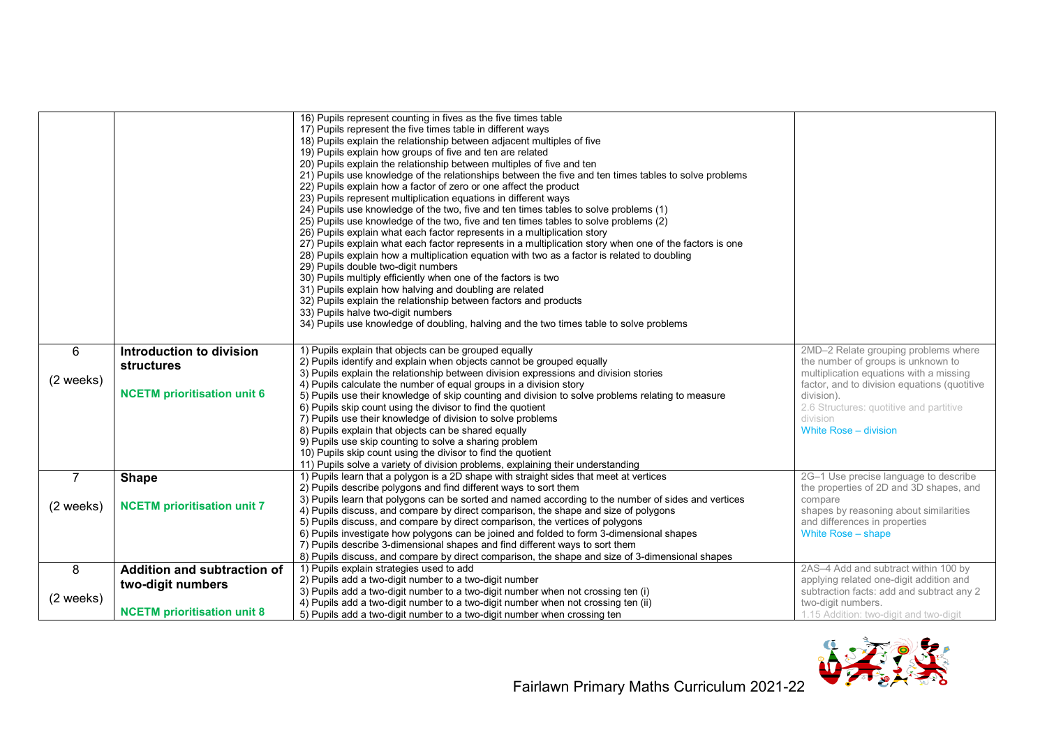| | | | |
|---|---|---|---|
| | | 16) Pupils represent counting in fives as the five times table<br>17) Pupils represent the five times table in different ways<br>18) Pupils explain the relationship between adjacent multiples of five<br>19) Pupils explain how groups of five and ten are related<br>20) Pupils explain the relationship between multiples of five and ten<br>21) Pupils use knowledge of the relationships between the five and ten times tables to solve problems<br>22) Pupils explain how a factor of zero or one affect the product<br>23) Pupils represent multiplication equations in different ways<br>24) Pupils use knowledge of the two, five and ten times tables to solve problems (1)<br>25) Pupils use knowledge of the two, five and ten times tables to solve problems (2)<br>26) Pupils explain what each factor represents in a multiplication story<br>27) Pupils explain what each factor represents in a multiplication story when one of the factors is one<br>28) Pupils explain how a multiplication equation with two as a factor is related to doubling<br>29) Pupils double two-digit numbers<br>30) Pupils multiply efficiently when one of the factors is two<br>31) Pupils explain how halving and doubling are related<br>32) Pupils explain the relationship between factors and products<br>33) Pupils halve two-digit numbers<br>34) Pupils use knowledge of doubling, halving and the two times table to solve problems | |
| 6<br><br>(2 weeks) | **Introduction to division structures**<br><br>**NCETM prioritisation unit 6** | 1) Pupils explain that objects can be grouped equally<br>2) Pupils identify and explain when objects cannot be grouped equally<br>3) Pupils explain the relationship between division expressions and division stories<br>4) Pupils calculate the number of equal groups in a division story<br>5) Pupils use their knowledge of skip counting and division to solve problems relating to measure<br>6) Pupils skip count using the divisor to find the quotient<br>7) Pupils use their knowledge of division to solve problems<br>8) Pupils explain that objects can be shared equally<br>9) Pupils use skip counting to solve a sharing problem<br>10) Pupils skip count using the divisor to find the quotient<br>11) Pupils solve a variety of division problems, explaining their understanding | 2MD–2 Relate grouping problems where the number of groups is unknown to multiplication equations with a missing factor, and to division equations (quotitive division).<br>2.6 Structures: quotitive and partitive division<br>White Rose – division |
| 7<br><br>(2 weeks) | **Shape**<br><br>**NCETM prioritisation unit 7** | 1) Pupils learn that a polygon is a 2D shape with straight sides that meet at vertices<br>2) Pupils describe polygons and find different ways to sort them<br>3) Pupils learn that polygons can be sorted and named according to the number of sides and vertices<br>4) Pupils discuss, and compare by direct comparison, the shape and size of polygons<br>5) Pupils discuss, and compare by direct comparison, the vertices of polygons<br>6) Pupils investigate how polygons can be joined and folded to form 3-dimensional shapes<br>7) Pupils describe 3-dimensional shapes and find different ways to sort them<br>8) Pupils discuss, and compare by direct comparison, the shape and size of 3-dimensional shapes | 2G–1 Use precise language to describe the properties of 2D and 3D shapes, and compare shapes by reasoning about similarities and differences in properties<br>White Rose – shape |
| 8<br><br>(2 weeks) | **Addition and subtraction of two-digit numbers**<br><br>**NCETM prioritisation unit 8** | 1) Pupils explain strategies used to add<br>2) Pupils add a two-digit number to a two-digit number<br>3) Pupils add a two-digit number to a two-digit number when not crossing ten (i)<br>4) Pupils add a two-digit number to a two-digit number when not crossing ten (ii)<br>5) Pupils add a two-digit number to a two-digit number when crossing ten | 2AS–4 Add and subtract within 100 by applying related one-digit addition and subtraction facts: add and subtract any 2 two-digit numbers.<br>1.15 Addition: two-digit and two-digit |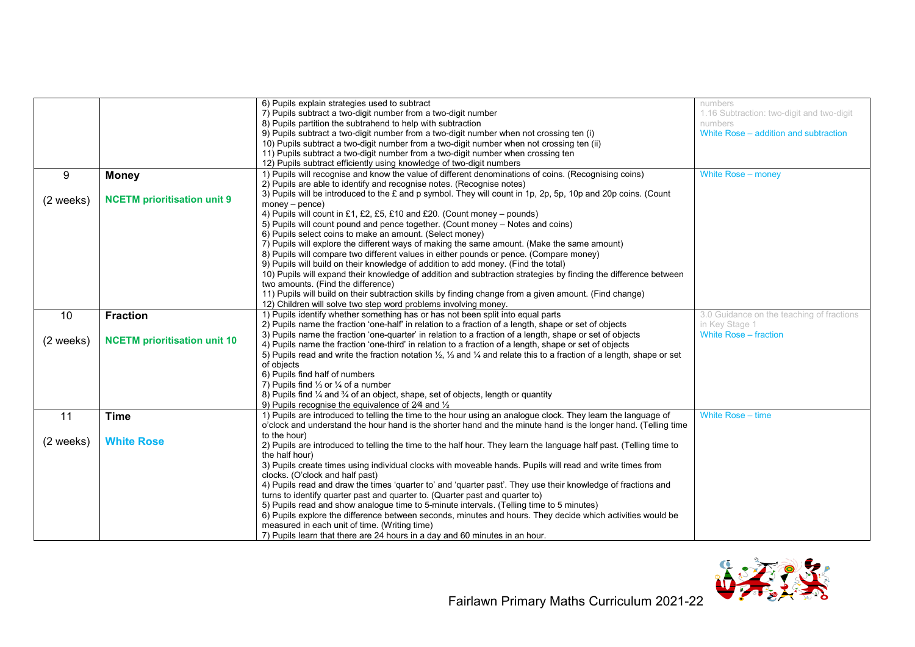| | | | |
|---|---|---|---|
| | | 6) Pupils explain strategies used to subtract<br>7) Pupils subtract a two-digit number from a two-digit number<br>8) Pupils partition the subtrahend to help with subtraction<br>9) Pupils subtract a two-digit number from a two-digit number when not crossing ten (i)<br>10) Pupils subtract a two-digit number from a two-digit number when not crossing ten (ii)<br>11) Pupils subtract a two-digit number from a two-digit number when crossing ten<br>12) Pupils subtract efficiently using knowledge of two-digit numbers | numbers<br>1.16 Subtraction: two-digit and two-digit numbers<br>White Rose – addition and subtraction |
| 9<br><br>(2 weeks) | **Money**<br><br>**NCETM prioritisation unit 9** | 1) Pupils will recognise and know the value of different denominations of coins. (Recognising coins)<br>2) Pupils are able to identify and recognise notes. (Recognise notes)<br>3) Pupils will be introduced to the £ and p symbol. They will count in 1p, 2p, 5p, 10p and 20p coins. (Count money – pence)<br>4) Pupils will count in £1, £2, £5, £10 and £20. (Count money – pounds)<br>5) Pupils will count pound and pence together. (Count money – Notes and coins)<br>6) Pupils select coins to make an amount. (Select money)<br>7) Pupils will explore the different ways of making the same amount. (Make the same amount)<br>8) Pupils will compare two different values in either pounds or pence. (Compare money)<br>9) Pupils will build on their knowledge of addition to add money. (Find the total)<br>10) Pupils will expand their knowledge of addition and subtraction strategies by finding the difference between two amounts. (Find the difference)<br>11) Pupils will build on their subtraction skills by finding change from a given amount. (Find change)<br>12) Children will solve two step word problems involving money. | White Rose – money |
| 10<br><br>(2 weeks) | **Fraction**<br><br>**NCETM prioritisation unit 10** | 1) Pupils identify whether something has or has not been split into equal parts<br>2) Pupils name the fraction 'one-half' in relation to a fraction of a length, shape or set of objects<br>3) Pupils name the fraction 'one-quarter' in relation to a fraction of a length, shape or set of objects<br>4) Pupils name the fraction 'one-third' in relation to a fraction of a length, shape or set of objects<br>5) Pupils read and write the fraction notation $\frac{1}{2}$, $\frac{1}{3}$ and $\frac{1}{4}$ and relate this to a fraction of a length, shape or set of objects<br>6) Pupils find half of numbers<br>7) Pupils find $\frac{1}{3}$ or $\frac{1}{4}$ of a number<br>8) Pupils find $\frac{1}{4}$ and $\frac{3}{4}$ of an object, shape, set of objects, length or quantity<br>9) Pupils recognise the equivalence of $\frac{2}{4}$ and $\frac{1}{2}$ | 3.0 Guidance on the teaching of fractions in Key Stage 1<br>White Rose – fraction |
| 11<br><br>(2 weeks) | **Time**<br><br>**White Rose** | 1) Pupils are introduced to telling the time to the hour using an analogue clock. They learn the language of o'clock and understand the hour hand is the shorter hand and the minute hand is the longer hand. (Telling time to the hour)<br>2) Pupils are introduced to telling the time to the half hour. They learn the language half past. (Telling time to the half hour)<br>3) Pupils create times using individual clocks with moveable hands. Pupils will read and write times from clocks. (O'clock and half past)<br>4) Pupils read and draw the times 'quarter to' and 'quarter past'. They use their knowledge of fractions and turns to identify quarter past and quarter to. (Quarter past and quarter to)<br>5) Pupils read and show analogue time to 5-minute intervals. (Telling time to 5 minutes)<br>6) Pupils explore the difference between seconds, minutes and hours. They decide which activities would be measured in each unit of time. (Writing time)<br>7) Pupils learn that there are 24 hours in a day and 60 minutes in an hour. | White Rose – time |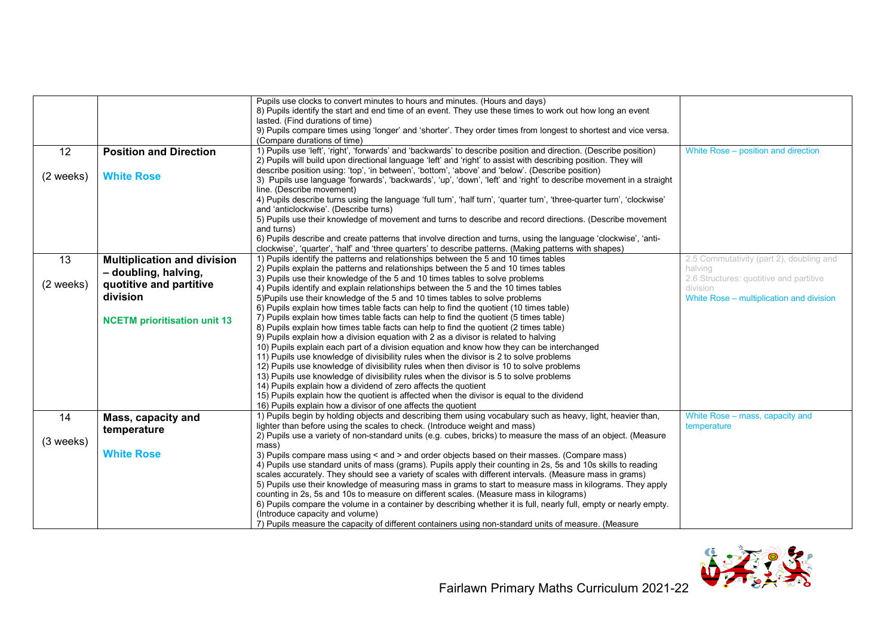| | | | |
|---|---|---|---|
| | | Pupils use clocks to convert minutes to hours and minutes. (Hours and days)<br>8) Pupils identify the start and end time of an event. They use these times to work out how long an event lasted. (Find durations of time)<br>9) Pupils compare times using 'longer' and 'shorter'. They order times from longest to shortest and vice versa. (Compare durations of time) | |
| 12<br><br>(2 weeks) | **Position and Direction**<br><br>**White Rose** | 1) Pupils use 'left', 'right', 'forwards' and 'backwards' to describe position and direction. (Describe position)<br>2) Pupils will build upon directional language 'left' and 'right' to assist with describing position. They will describe position using: 'top', 'in between', 'bottom', 'above' and 'below'. (Describe position)<br>3) Pupils use language 'forwards', 'backwards', 'up', 'down', 'left' and 'right' to describe movement in a straight line. (Describe movement)<br>4) Pupils describe turns using the language 'full turn', 'half turn', 'quarter turn', 'three-quarter turn', 'clockwise' and 'anticlockwise'. (Describe turns)<br>5) Pupils use their knowledge of movement and turns to describe and record directions. (Describe movement and turns)<br>6) Pupils describe and create patterns that involve direction and turns, using the language 'clockwise', 'anti-clockwise', 'quarter', 'half' and 'three quarters' to describe patterns. (Making patterns with shapes) | White Rose – position and direction |
| 13<br><br>(2 weeks) | **Multiplication and division – doubling, halving, quotitive and partitive division**<br><br>**NCETM prioritisation unit 13** | 1) Pupils identify the patterns and relationships between the 5 and 10 times tables<br>2) Pupils explain the patterns and relationships between the 5 and 10 times tables<br>3) Pupils use their knowledge of the 5 and 10 times tables to solve problems<br>4) Pupils identify and explain relationships between the 5 and the 10 times tables<br>5)Pupils use their knowledge of the 5 and 10 times tables to solve problems<br>6) Pupils explain how times table facts can help to find the quotient (10 times table)<br>7) Pupils explain how times table facts can help to find the quotient (5 times table)<br>8) Pupils explain how times table facts can help to find the quotient (2 times table)<br>9) Pupils explain how a division equation with 2 as a divisor is related to halving<br>10) Pupils explain each part of a division equation and know how they can be interchanged<br>11) Pupils use knowledge of divisibility rules when the divisor is 2 to solve problems<br>12) Pupils use knowledge of divisibility rules when then divisor is 10 to solve problems<br>13) Pupils use knowledge of divisibility rules when the divisor is 5 to solve problems<br>14) Pupils explain how a dividend of zero affects the quotient<br>15) Pupils explain how the quotient is affected when the divisor is equal to the dividend<br>16) Pupils explain how a divisor of one affects the quotient | 2.5 Commutativity (part 2), doubling and halving<br>2.6 Structures: quotitive and partitive division<br>White Rose – multiplication and division |
| 14<br><br>(3 weeks) | **Mass, capacity and temperature**<br><br>**White Rose** | 1) Pupils begin by holding objects and describing them using vocabulary such as heavy, light, heavier than, lighter than before using the scales to check. (Introduce weight and mass)<br>2) Pupils use a variety of non-standard units (e.g. cubes, bricks) to measure the mass of an object. (Measure mass)<br>3) Pupils compare mass using < and > and order objects based on their masses. (Compare mass)<br>4) Pupils use standard units of mass (grams). Pupils apply their counting in 2s, 5s and 10s skills to reading scales accurately. They should see a variety of scales with different intervals. (Measure mass in grams)<br>5) Pupils use their knowledge of measuring mass in grams to start to measure mass in kilograms. They apply counting in 2s, 5s and 10s to measure on different scales. (Measure mass in kilograms)<br>6) Pupils compare the volume in a container by describing whether it is full, nearly full, empty or nearly empty. (Introduce capacity and volume)<br>7) Pupils measure the capacity of different containers using non-standard units of measure. (Measure | White Rose – mass, capacity and temperature |

Fairlawn Primary Maths Curriculum 2021-22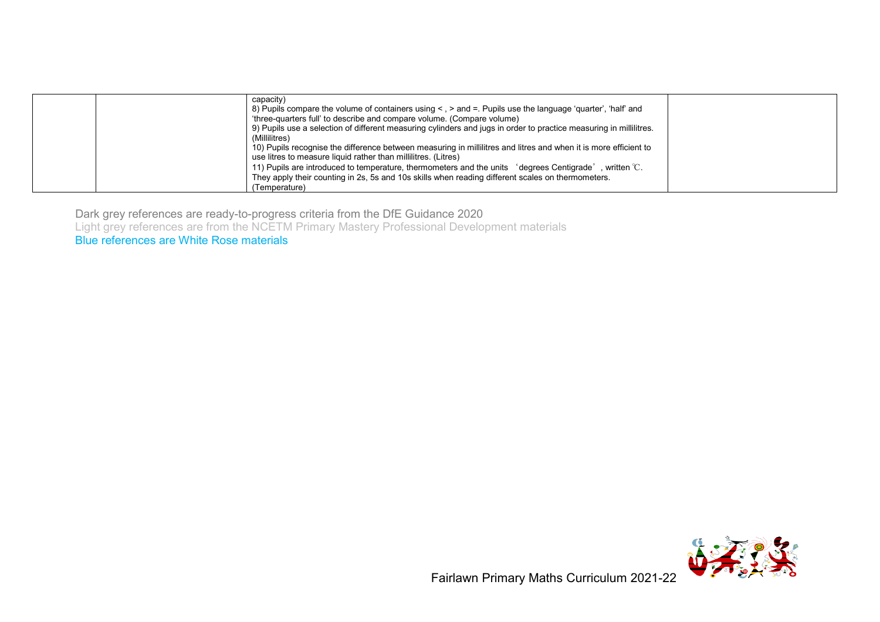| | | | |
|---|---|---|---|
| | | capacity)<br>8) Pupils compare the volume of containers using < , > and =. Pupils use the language 'quarter', 'half' and 'three-quarters full' to describe and compare volume. (Compare volume)<br>9) Pupils use a selection of different measuring cylinders and jugs in order to practice measuring in millilitres. (Millilitres)<br>10) Pupils recognise the difference between measuring in millilitres and litres and when it is more efficient to use litres to measure liquid rather than millilitres. (Litres)<br>11) Pupils are introduced to temperature, thermometers and the units 'degrees Centigrade', written ℃. They apply their counting in 2s, 5s and 10s skills when reading different scales on thermometers. (Temperature) | |

Dark grey references are ready-to-progress criteria from the DfE Guidance 2020

Light grey references are from the NCETM Primary Mastery Professional Development materials

Blue references are White Rose materials